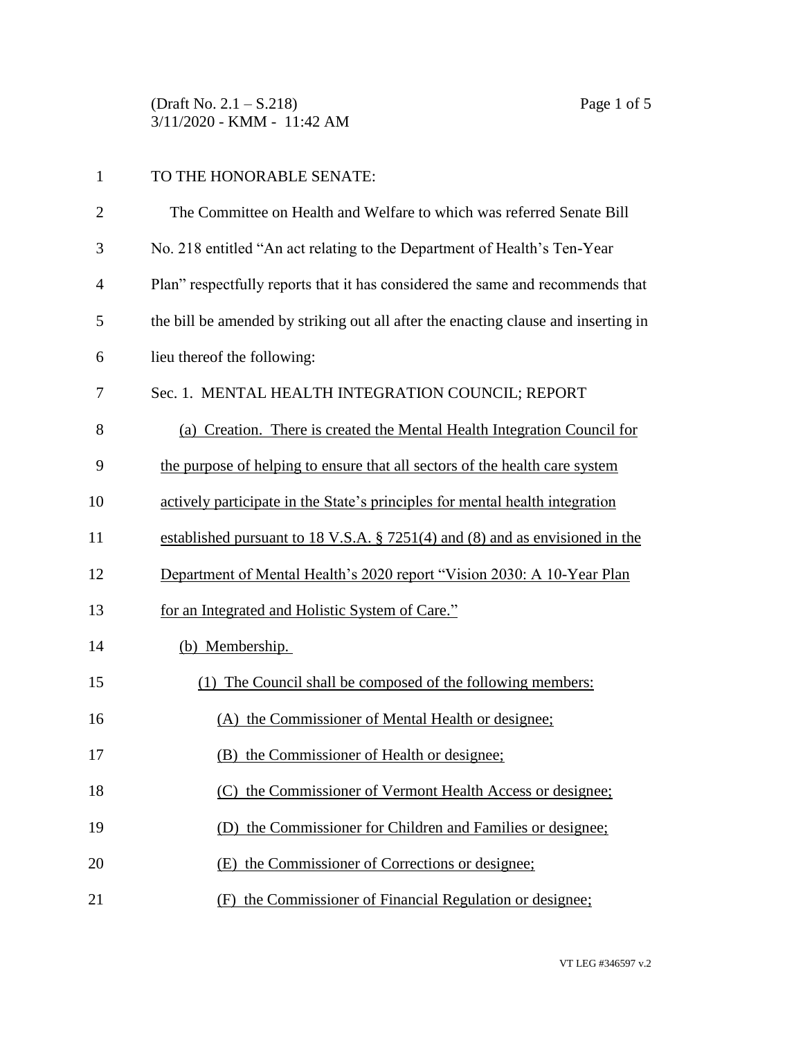TO THE HONORABLE SENATE:

The Committee on Health and Welfare to which was referred Senate Bill No. 218 entitled "An act relating to the Department of Health's Ten-Year Plan" respectfully reports that it has considered the same and recommends that the bill be amended by striking out all after the enacting clause and inserting in lieu thereof the following:

Sec. 1. MENTAL HEALTH INTEGRATION COUNCIL; REPORT

(a) Creation. There is created the Mental Health Integration Council for the purpose of helping to ensure that all sectors of the health care system actively participate in the State's principles for mental health integration established pursuant to 18 V.S.A. § 7251(4) and (8) and as envisioned in the Department of Mental Health's 2020 report "Vision 2030: A 10-Year Plan for an Integrated and Holistic System of Care."

(b) Membership.

(1) The Council shall be composed of the following members:

(A) the Commissioner of Mental Health or designee;

(B) the Commissioner of Health or designee;

(C) the Commissioner of Vermont Health Access or designee;

(D) the Commissioner for Children and Families or designee;

(E) the Commissioner of Corrections or designee;

(F) the Commissioner of Financial Regulation or designee;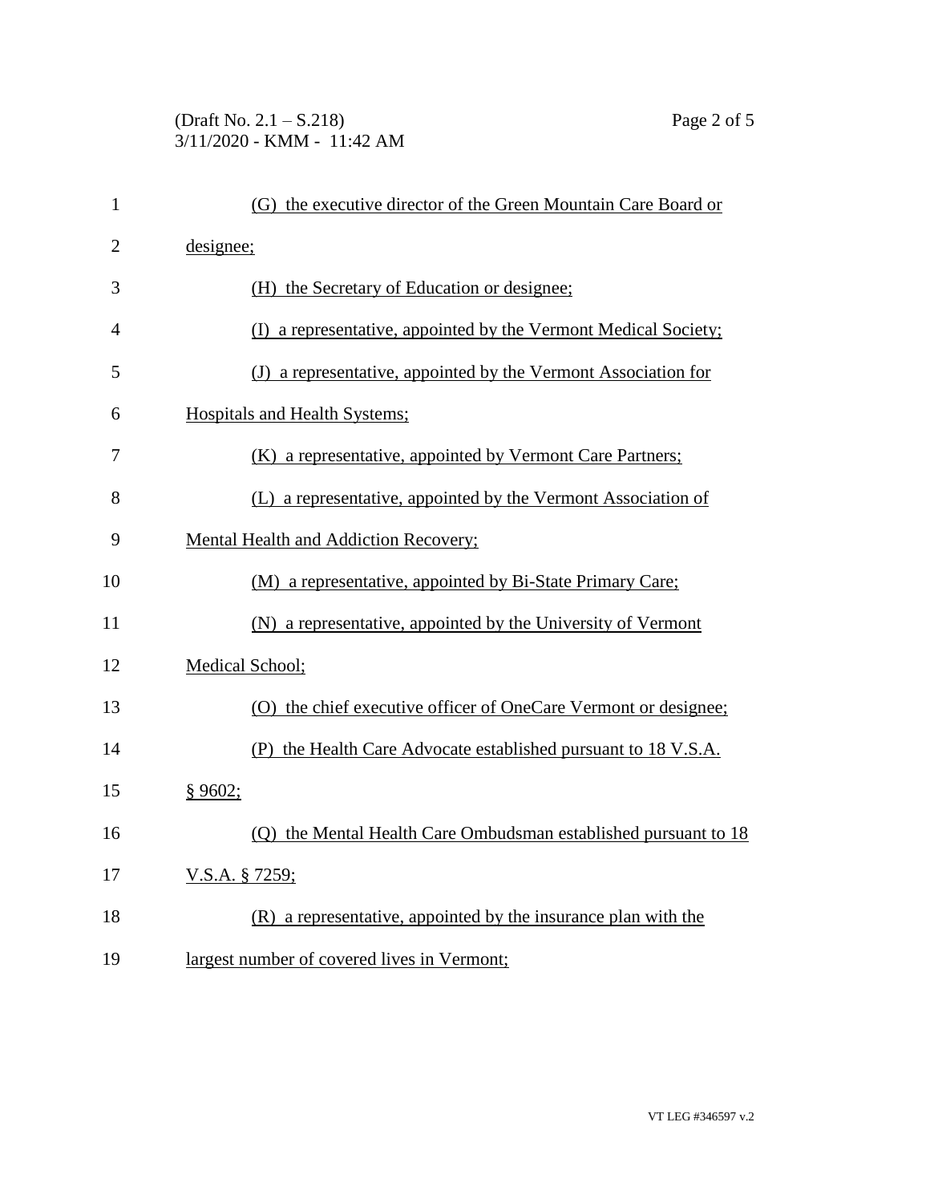(G) the executive director of the Green Mountain Care Board or designee;

(H) the Secretary of Education or designee;

(I) a representative, appointed by the Vermont Medical Society;

(J) a representative, appointed by the Vermont Association for Hospitals and Health Systems;

(K) a representative, appointed by Vermont Care Partners;

(L) a representative, appointed by the Vermont Association of Mental Health and Addiction Recovery;

(M) a representative, appointed by Bi-State Primary Care;

(N) a representative, appointed by the University of Vermont Medical School;

(O) the chief executive officer of OneCare Vermont or designee;

(P) the Health Care Advocate established pursuant to 18 V.S.A. § 9602;

(Q) the Mental Health Care Ombudsman established pursuant to 18 V.S.A. § 7259;

(R) a representative, appointed by the insurance plan with the largest number of covered lives in Vermont;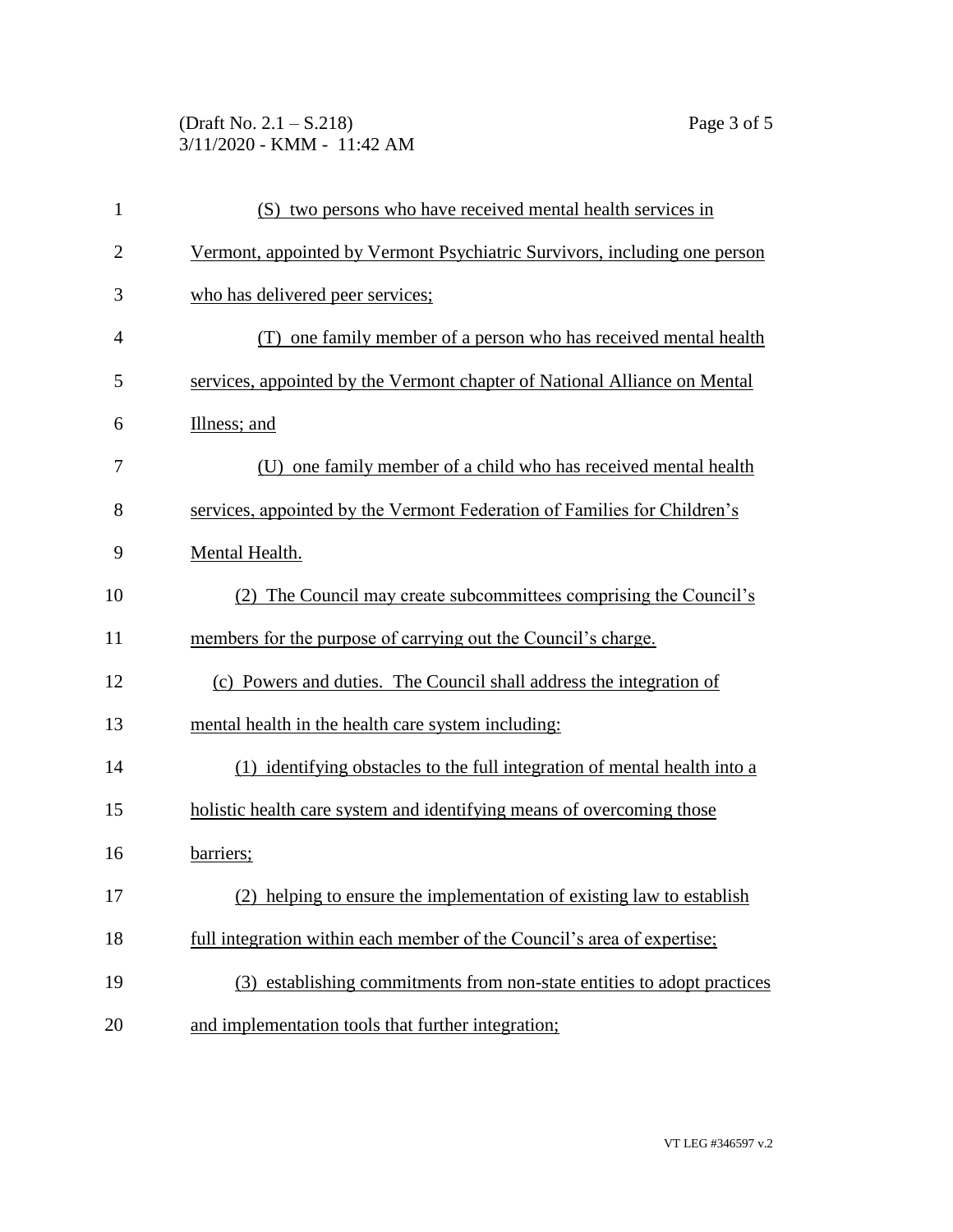(S) two persons who have received mental health services in Vermont, appointed by Vermont Psychiatric Survivors, including one person who has delivered peer services;

(T) one family member of a person who has received mental health services, appointed by the Vermont chapter of National Alliance on Mental Illness; and

(U) one family member of a child who has received mental health services, appointed by the Vermont Federation of Families for Children's Mental Health.

(2) The Council may create subcommittees comprising the Council's members for the purpose of carrying out the Council's charge.

(c) Powers and duties. The Council shall address the integration of mental health in the health care system including:

(1) identifying obstacles to the full integration of mental health into a holistic health care system and identifying means of overcoming those barriers;

(2) helping to ensure the implementation of existing law to establish full integration within each member of the Council's area of expertise;

(3) establishing commitments from non-state entities to adopt practices and implementation tools that further integration;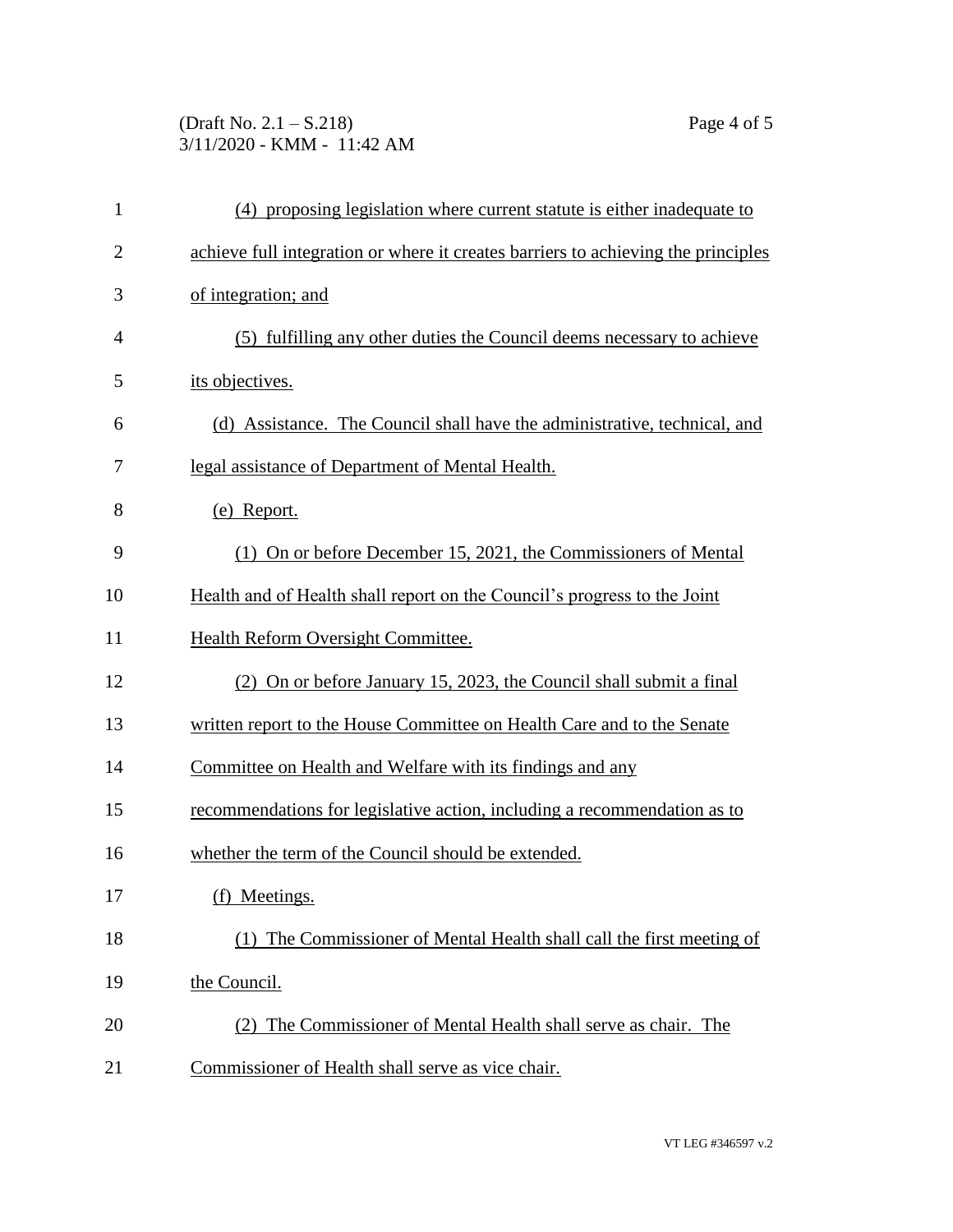(4) proposing legislation where current statute is either inadequate to achieve full integration or where it creates barriers to achieving the principles of integration; and

(5) fulfilling any other duties the Council deems necessary to achieve its objectives.

(d) Assistance. The Council shall have the administrative, technical, and legal assistance of Department of Mental Health.

(e) Report.

(1) On or before December 15, 2021, the Commissioners of Mental Health and of Health shall report on the Council's progress to the Joint Health Reform Oversight Committee.

(2) On or before January 15, 2023, the Council shall submit a final written report to the House Committee on Health Care and to the Senate Committee on Health and Welfare with its findings and any recommendations for legislative action, including a recommendation as to whether the term of the Council should be extended.

(f) Meetings.

(1) The Commissioner of Mental Health shall call the first meeting of the Council.

(2) The Commissioner of Mental Health shall serve as chair. The Commissioner of Health shall serve as vice chair.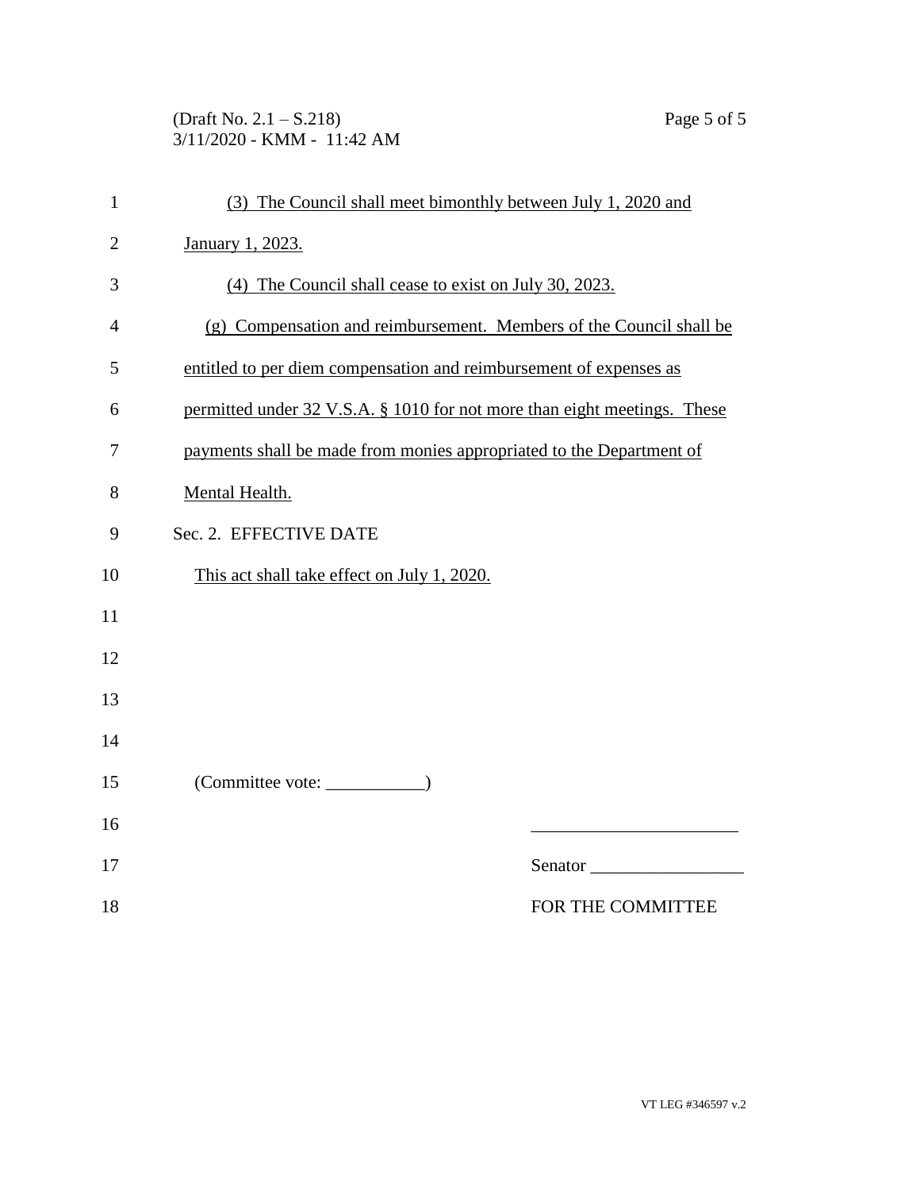(3) The Council shall meet bimonthly between July 1, 2020 and January 1, 2023.

(4) The Council shall cease to exist on July 30, 2023.

(g) Compensation and reimbursement. Members of the Council shall be entitled to per diem compensation and reimbursement of expenses as permitted under 32 V.S.A. § 1010 for not more than eight meetings. These payments shall be made from monies appropriated to the Department of Mental Health.

Sec. 2. EFFECTIVE DATE

This act shall take effect on July 1, 2020.

(Committee vote: ___________)

_______________________

Senator _________________

FOR THE COMMITTEE